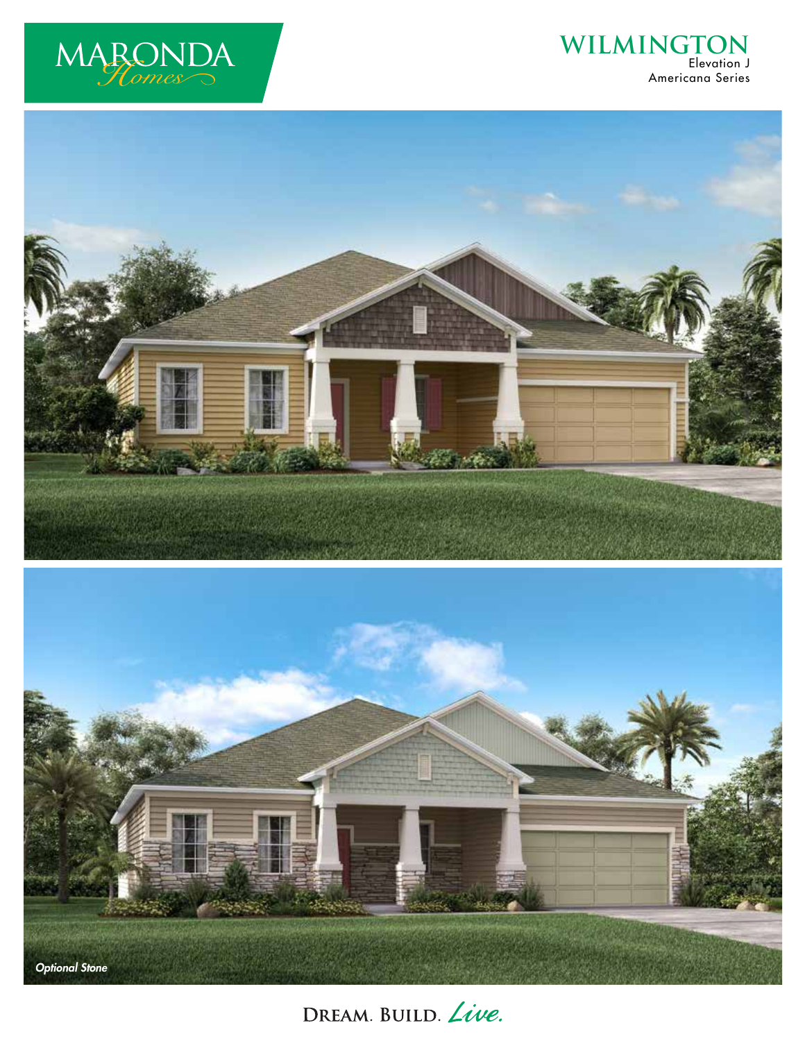MARONDA Homes

# WILMINGTON

Elevation J
Americana Series

*Optional Stone*

DREAM. BUILD. *Live.*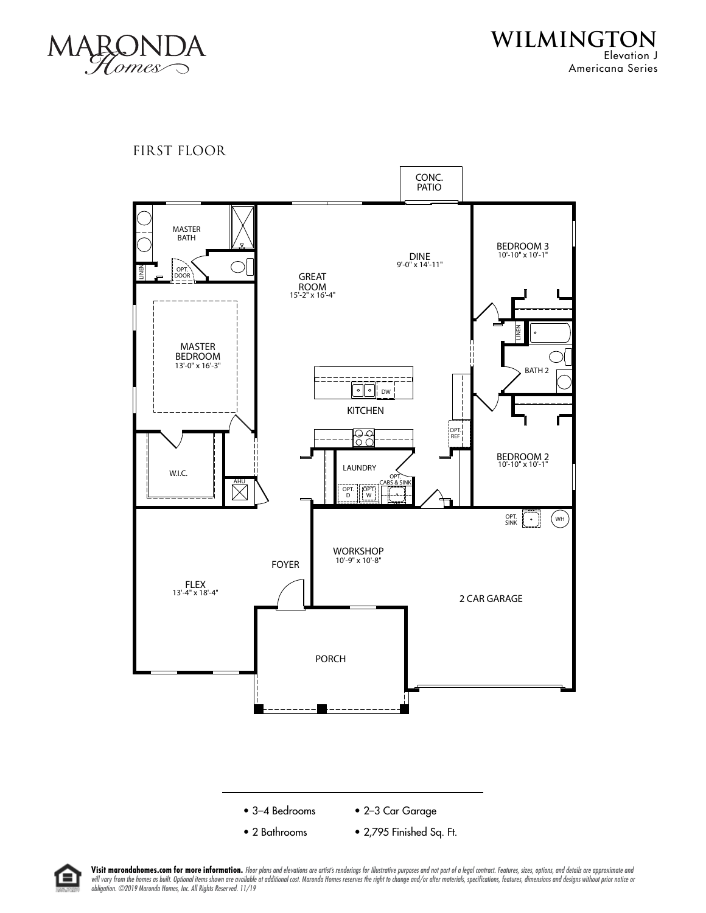MARONDA Homes

# WILMINGTON

Elevation J

Americana Series

## FIRST FLOOR

CONC. PATIO

MASTER BATH

LINEN

OPT. DOOR

GREAT ROOM
15'-2" x 16'-4"

DINE
9'-0" x 14'-11"

BEDROOM 3
10'-10" x 10'-1"

LINEN

BATH 2

MASTER BEDROOM
13'-0" x 16'-3"

DW

KITCHEN

OPT. REF

BEDROOM 2
10'-10" x 10'-1"

W.I.C.

AHU

LAUNDRY

OPT. CABS & SINK

OPT. D

OPT. W

OPT. SINK

WH

WORKSHOP
10'-9" x 10'-8"

FOYER

FLEX
13'-4" x 18'-4"

2 CAR GARAGE

PORCH

- 3–4 Bedrooms
- 2–3 Car Garage
- 2 Bathrooms
- 2,795 Finished Sq. Ft.

**Visit marondahomes.com for more information.** *Floor plans and elevations are artist's renderings for Illustrative purposes and not part of a legal contract. Features, sizes, options, and details are approximate and will vary from the homes as built. Optional items shown are available at additional cost. Maronda Homes reserves the right to change and/or alter materials, specifications, features, dimensions and designs without prior notice or obligation. ©2019 Maronda Homes, Inc. All Rights Reserved. 11/19*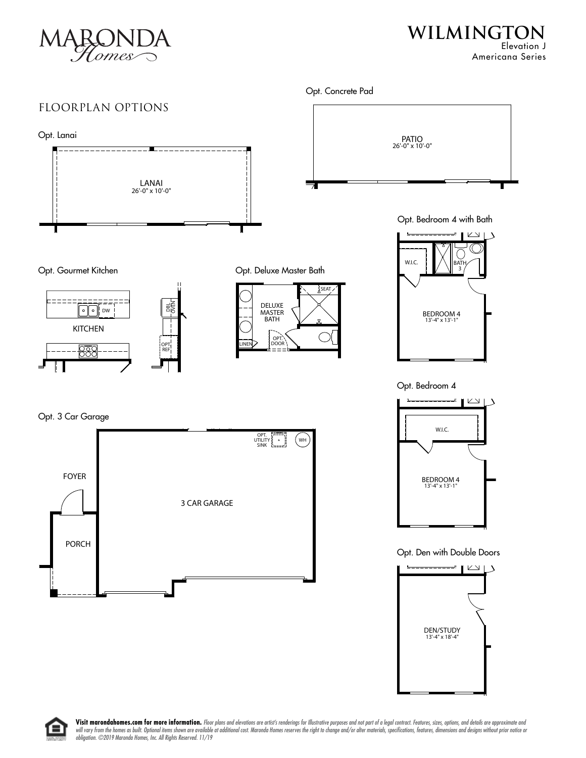MARONDA Homes

# WILMINGTON

Elevation J
Americana Series

## FLOORPLAN OPTIONS

Opt. Concrete Pad

PATIO
26'-0" x 10'-0"

Opt. Lanai

LANAI
26'-0" x 10'-0"

Opt. Bedroom 4 with Bath

W.I.C.

BATH 3

BEDROOM 4
13'-4" x 13'-1"

Opt. Gourmet Kitchen

DW

KITCHEN

DBL OVEN

OPT. REF

Opt. Deluxe Master Bath

DELUXE MASTER BATH

SEAT

LINEN

OPT. DOOR

Opt. Bedroom 4

W.I.C.

BEDROOM 4
13'-4" x 13'-1"

Opt. 3 Car Garage

OPT. UTILITY SINK

WH

FOYER

3 CAR GARAGE

PORCH

Opt. Den with Double Doors

DEN/STUDY
13'-4" x 18'-4"

**Visit marondahomes.com for more information.** *Floor plans and elevations are artist's renderings for Illustrative purposes and not part of a legal contract. Features, sizes, options, and details are approximate and will vary from the homes as built. Optional items shown are available at additional cost. Maronda Homes reserves the right to change and/or alter materials, specifications, features, dimensions and designs without prior notice or obligation. ©2019 Maronda Homes, Inc. All Rights Reserved. 11/19*